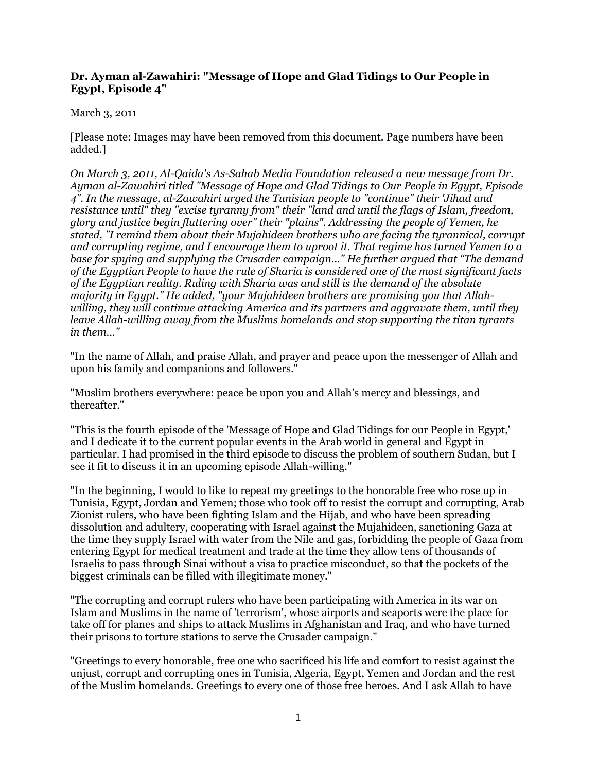**Dr. Ayman al-Zawahiri: "Message of Hope and Glad Tidings to Our People in Egypt, Episode 4"**

March 3, 2011

[Please note: Images may have been removed from this document. Page numbers have been added.]

*On March 3, 2011, Al-Qaida's As-Sahab Media Foundation released a new message from Dr. Ayman al-Zawahiri titled "Message of Hope and Glad Tidings to Our People in Egypt, Episode 4". In the message, al-Zawahiri urged the Tunisian people to "continue" their 'Jihad and resistance until" they "excise tyranny from" their "land and until the flags of Islam, freedom, glory and justice begin fluttering over" their "plains". Addressing the people of Yemen, he stated, "I remind them about their Mujahideen brothers who are facing the tyrannical, corrupt and corrupting regime, and I encourage them to uproot it. That regime has turned Yemen to a base for spying and supplying the Crusader campaign..." He further argued that "The demand of the Egyptian People to have the rule of Sharia is considered one of the most significant facts of the Egyptian reality. Ruling with Sharia was and still is the demand of the absolute majority in Egypt." He added, "your Mujahideen brothers are promising you that Allah-willing, they will continue attacking America and its partners and aggravate them, until they leave Allah-willing away from the Muslims homelands and stop supporting the titan tyrants in them..."*

"In the name of Allah, and praise Allah, and prayer and peace upon the messenger of Allah and upon his family and companions and followers."

"Muslim brothers everywhere: peace be upon you and Allah's mercy and blessings, and thereafter."

"This is the fourth episode of the 'Message of Hope and Glad Tidings for our People in Egypt,' and I dedicate it to the current popular events in the Arab world in general and Egypt in particular. I had promised in the third episode to discuss the problem of southern Sudan, but I see it fit to discuss it in an upcoming episode Allah-willing."

"In the beginning, I would to like to repeat my greetings to the honorable free who rose up in Tunisia, Egypt, Jordan and Yemen; those who took off to resist the corrupt and corrupting, Arab Zionist rulers, who have been fighting Islam and the Hijab, and who have been spreading dissolution and adultery, cooperating with Israel against the Mujahideen, sanctioning Gaza at the time they supply Israel with water from the Nile and gas, forbidding the people of Gaza from entering Egypt for medical treatment and trade at the time they allow tens of thousands of Israelis to pass through Sinai without a visa to practice misconduct, so that the pockets of the biggest criminals can be filled with illegitimate money."

"The corrupting and corrupt rulers who have been participating with America in its war on Islam and Muslims in the name of 'terrorism', whose airports and seaports were the place for take off for planes and ships to attack Muslims in Afghanistan and Iraq, and who have turned their prisons to torture stations to serve the Crusader campaign."

"Greetings to every honorable, free one who sacrificed his life and comfort to resist against the unjust, corrupt and corrupting ones in Tunisia, Algeria, Egypt, Yemen and Jordan and the rest of the Muslim homelands. Greetings to every one of those free heroes. And I ask Allah to have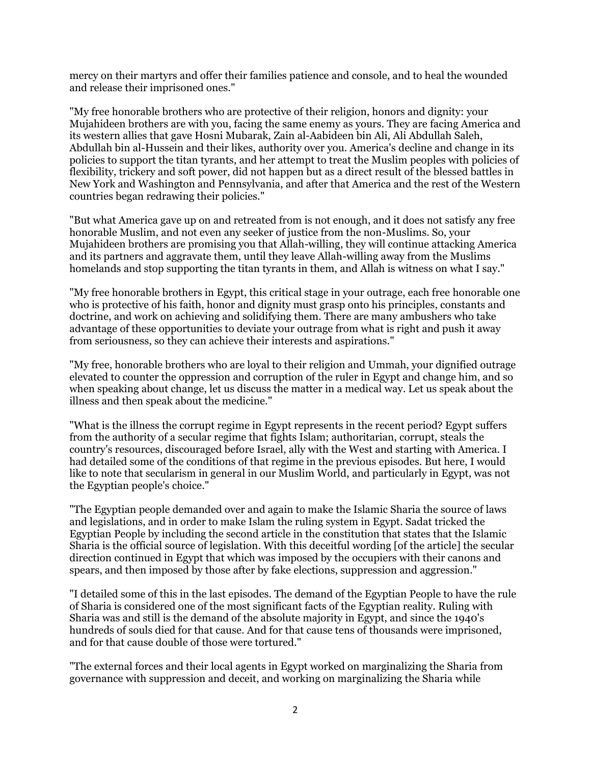mercy on their martyrs and offer their families patience and console, and to heal the wounded and release their imprisoned ones."

"My free honorable brothers who are protective of their religion, honors and dignity: your Mujahideen brothers are with you, facing the same enemy as yours. They are facing America and its western allies that gave Hosni Mubarak, Zain al-Aabideen bin Ali, Ali Abdullah Saleh, Abdullah bin al-Hussein and their likes, authority over you. America's decline and change in its policies to support the titan tyrants, and her attempt to treat the Muslim peoples with policies of flexibility, trickery and soft power, did not happen but as a direct result of the blessed battles in New York and Washington and Pennsylvania, and after that America and the rest of the Western countries began redrawing their policies."

"But what America gave up on and retreated from is not enough, and it does not satisfy any free honorable Muslim, and not even any seeker of justice from the non-Muslims. So, your Mujahideen brothers are promising you that Allah-willing, they will continue attacking America and its partners and aggravate them, until they leave Allah-willing away from the Muslims homelands and stop supporting the titan tyrants in them, and Allah is witness on what I say."

"My free honorable brothers in Egypt, this critical stage in your outrage, each free honorable one who is protective of his faith, honor and dignity must grasp onto his principles, constants and doctrine, and work on achieving and solidifying them. There are many ambushers who take advantage of these opportunities to deviate your outrage from what is right and push it away from seriousness, so they can achieve their interests and aspirations."

"My free, honorable brothers who are loyal to their religion and Ummah, your dignified outrage elevated to counter the oppression and corruption of the ruler in Egypt and change him, and so when speaking about change, let us discuss the matter in a medical way. Let us speak about the illness and then speak about the medicine."

"What is the illness the corrupt regime in Egypt represents in the recent period? Egypt suffers from the authority of a secular regime that fights Islam; authoritarian, corrupt, steals the country's resources, discouraged before Israel, ally with the West and starting with America. I had detailed some of the conditions of that regime in the previous episodes. But here, I would like to note that secularism in general in our Muslim World, and particularly in Egypt, was not the Egyptian people's choice."

"The Egyptian people demanded over and again to make the Islamic Sharia the source of laws and legislations, and in order to make Islam the ruling system in Egypt. Sadat tricked the Egyptian People by including the second article in the constitution that states that the Islamic Sharia is the official source of legislation. With this deceitful wording [of the article] the secular direction continued in Egypt that which was imposed by the occupiers with their canons and spears, and then imposed by those after by fake elections, suppression and aggression."

"I detailed some of this in the last episodes. The demand of the Egyptian People to have the rule of Sharia is considered one of the most significant facts of the Egyptian reality. Ruling with Sharia was and still is the demand of the absolute majority in Egypt, and since the 1940's hundreds of souls died for that cause. And for that cause tens of thousands were imprisoned, and for that cause double of those were tortured."

"The external forces and their local agents in Egypt worked on marginalizing the Sharia from governance with suppression and deceit, and working on marginalizing the Sharia while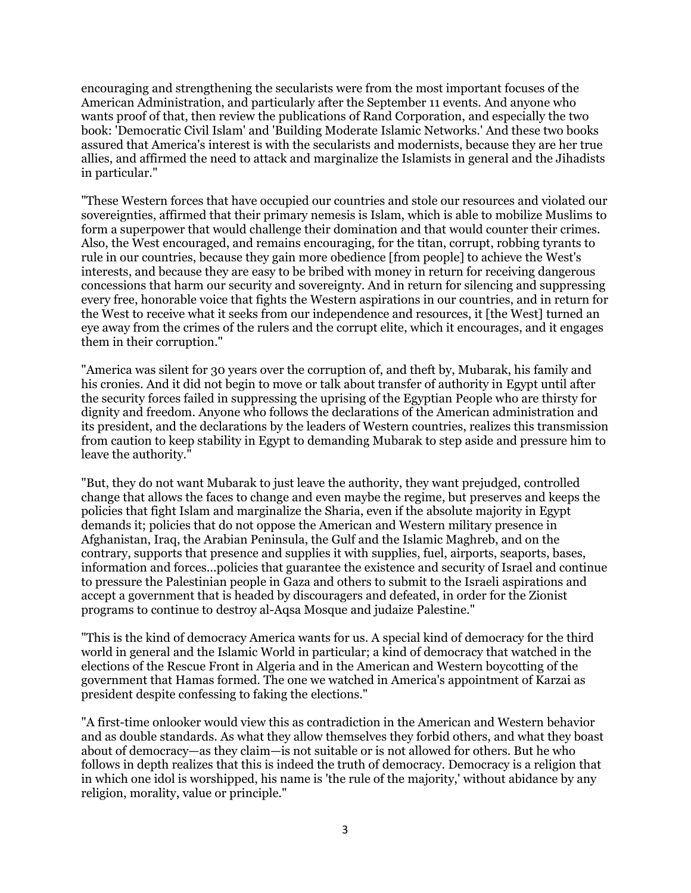encouraging and strengthening the secularists were from the most important focuses of the American Administration, and particularly after the September 11 events. And anyone who wants proof of that, then review the publications of Rand Corporation, and especially the two book: 'Democratic Civil Islam' and 'Building Moderate Islamic Networks.' And these two books assured that America's interest is with the secularists and modernists, because they are her true allies, and affirmed the need to attack and marginalize the Islamists in general and the Jihadists in particular."

"These Western forces that have occupied our countries and stole our resources and violated our sovereignties, affirmed that their primary nemesis is Islam, which is able to mobilize Muslims to form a superpower that would challenge their domination and that would counter their crimes. Also, the West encouraged, and remains encouraging, for the titan, corrupt, robbing tyrants to rule in our countries, because they gain more obedience [from people] to achieve the West's interests, and because they are easy to be bribed with money in return for receiving dangerous concessions that harm our security and sovereignty. And in return for silencing and suppressing every free, honorable voice that fights the Western aspirations in our countries, and in return for the West to receive what it seeks from our independence and resources, it [the West] turned an eye away from the crimes of the rulers and the corrupt elite, which it encourages, and it engages them in their corruption."

"America was silent for 30 years over the corruption of, and theft by, Mubarak, his family and his cronies. And it did not begin to move or talk about transfer of authority in Egypt until after the security forces failed in suppressing the uprising of the Egyptian People who are thirsty for dignity and freedom. Anyone who follows the declarations of the American administration and its president, and the declarations by the leaders of Western countries, realizes this transmission from caution to keep stability in Egypt to demanding Mubarak to step aside and pressure him to leave the authority."

"But, they do not want Mubarak to just leave the authority, they want prejudged, controlled change that allows the faces to change and even maybe the regime, but preserves and keeps the policies that fight Islam and marginalize the Sharia, even if the absolute majority in Egypt demands it; policies that do not oppose the American and Western military presence in Afghanistan, Iraq, the Arabian Peninsula, the Gulf and the Islamic Maghreb, and on the contrary, supports that presence and supplies it with supplies, fuel, airports, seaports, bases, information and forces...policies that guarantee the existence and security of Israel and continue to pressure the Palestinian people in Gaza and others to submit to the Israeli aspirations and accept a government that is headed by discouragers and defeated, in order for the Zionist programs to continue to destroy al-Aqsa Mosque and judaize Palestine."

"This is the kind of democracy America wants for us. A special kind of democracy for the third world in general and the Islamic World in particular; a kind of democracy that watched in the elections of the Rescue Front in Algeria and in the American and Western boycotting of the government that Hamas formed. The one we watched in America's appointment of Karzai as president despite confessing to faking the elections."

"A first-time onlooker would view this as contradiction in the American and Western behavior and as double standards. As what they allow themselves they forbid others, and what they boast about of democracy—as they claim—is not suitable or is not allowed for others. But he who follows in depth realizes that this is indeed the truth of democracy. Democracy is a religion that in which one idol is worshipped, his name is 'the rule of the majority,' without abidance by any religion, morality, value or principle."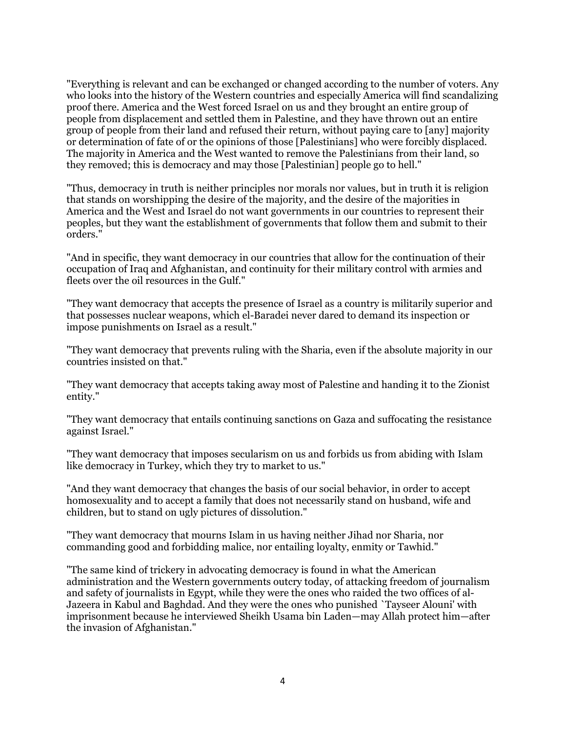"Everything is relevant and can be exchanged or changed according to the number of voters. Any who looks into the history of the Western countries and especially America will find scandalizing proof there. America and the West forced Israel on us and they brought an entire group of people from displacement and settled them in Palestine, and they have thrown out an entire group of people from their land and refused their return, without paying care to [any] majority or determination of fate of or the opinions of those [Palestinians] who were forcibly displaced. The majority in America and the West wanted to remove the Palestinians from their land, so they removed; this is democracy and may those [Palestinian] people go to hell."

"Thus, democracy in truth is neither principles nor morals nor values, but in truth it is religion that stands on worshipping the desire of the majority, and the desire of the majorities in America and the West and Israel do not want governments in our countries to represent their peoples, but they want the establishment of governments that follow them and submit to their orders."

"And in specific, they want democracy in our countries that allow for the continuation of their occupation of Iraq and Afghanistan, and continuity for their military control with armies and fleets over the oil resources in the Gulf."

"They want democracy that accepts the presence of Israel as a country is militarily superior and that possesses nuclear weapons, which el-Baradei never dared to demand its inspection or impose punishments on Israel as a result."

"They want democracy that prevents ruling with the Sharia, even if the absolute majority in our countries insisted on that."

"They want democracy that accepts taking away most of Palestine and handing it to the Zionist entity."

"They want democracy that entails continuing sanctions on Gaza and suffocating the resistance against Israel."

"They want democracy that imposes secularism on us and forbids us from abiding with Islam like democracy in Turkey, which they try to market to us."

"And they want democracy that changes the basis of our social behavior, in order to accept homosexuality and to accept a family that does not necessarily stand on husband, wife and children, but to stand on ugly pictures of dissolution."

"They want democracy that mourns Islam in us having neither Jihad nor Sharia, nor commanding good and forbidding malice, nor entailing loyalty, enmity or Tawhid."

"The same kind of trickery in advocating democracy is found in what the American administration and the Western governments outcry today, of attacking freedom of journalism and safety of journalists in Egypt, while they were the ones who raided the two offices of al-Jazeera in Kabul and Baghdad. And they were the ones who punished `Tayseer Alouni' with imprisonment because he interviewed Sheikh Usama bin Laden—may Allah protect him—after the invasion of Afghanistan."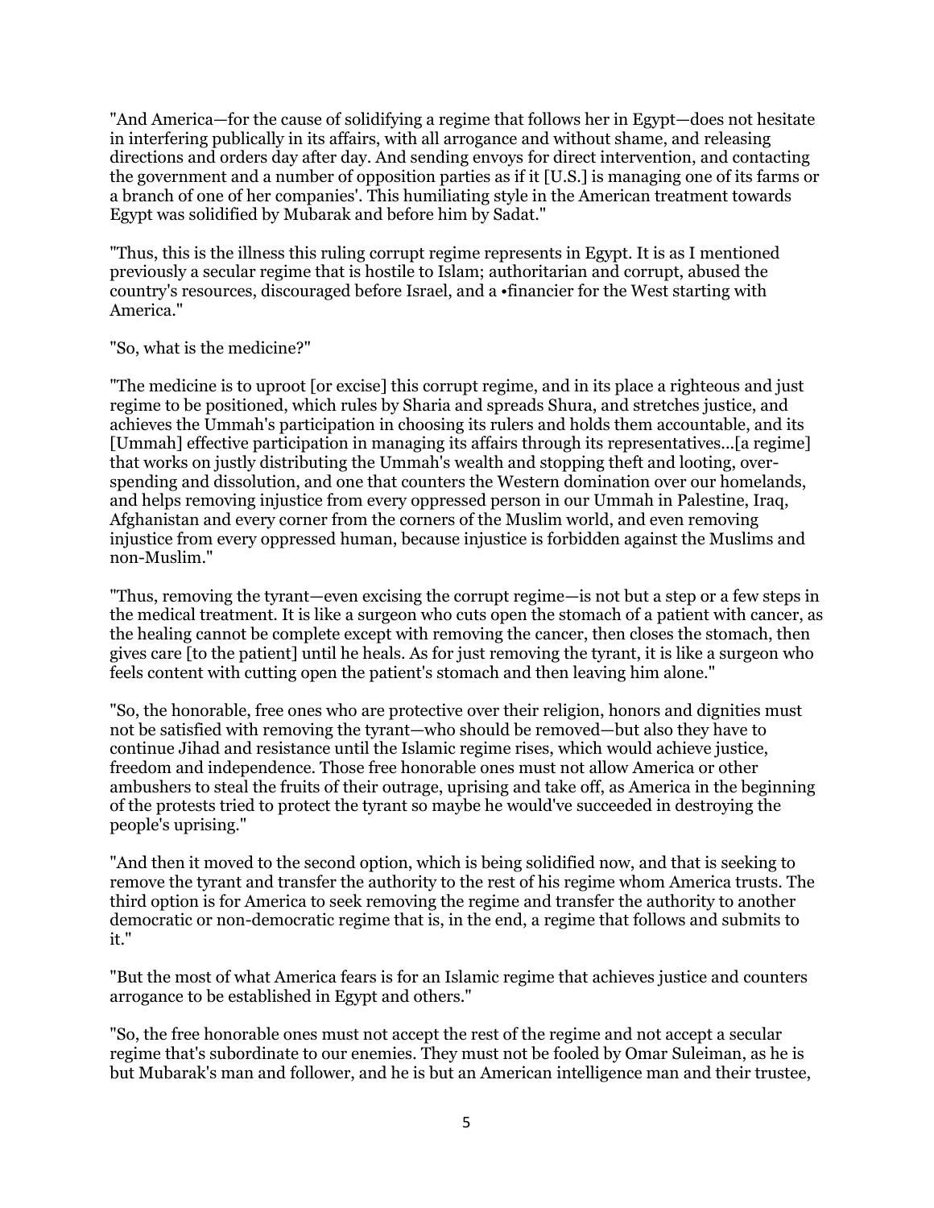"And America—for the cause of solidifying a regime that follows her in Egypt—does not hesitate in interfering publically in its affairs, with all arrogance and without shame, and releasing directions and orders day after day. And sending envoys for direct intervention, and contacting the government and a number of opposition parties as if it [U.S.] is managing one of its farms or a branch of one of her companies'. This humiliating style in the American treatment towards Egypt was solidified by Mubarak and before him by Sadat."

"Thus, this is the illness this ruling corrupt regime represents in Egypt. It is as I mentioned previously a secular regime that is hostile to Islam; authoritarian and corrupt, abused the country's resources, discouraged before Israel, and a •financier for the West starting with America."

"So, what is the medicine?"

"The medicine is to uproot [or excise] this corrupt regime, and in its place a righteous and just regime to be positioned, which rules by Sharia and spreads Shura, and stretches justice, and achieves the Ummah's participation in choosing its rulers and holds them accountable, and its [Ummah] effective participation in managing its affairs through its representatives...[a regime] that works on justly distributing the Ummah's wealth and stopping theft and looting, over-spending and dissolution, and one that counters the Western domination over our homelands, and helps removing injustice from every oppressed person in our Ummah in Palestine, Iraq, Afghanistan and every corner from the corners of the Muslim world, and even removing injustice from every oppressed human, because injustice is forbidden against the Muslims and non-Muslim."

"Thus, removing the tyrant—even excising the corrupt regime—is not but a step or a few steps in the medical treatment. It is like a surgeon who cuts open the stomach of a patient with cancer, as the healing cannot be complete except with removing the cancer, then closes the stomach, then gives care [to the patient] until he heals. As for just removing the tyrant, it is like a surgeon who feels content with cutting open the patient's stomach and then leaving him alone."

"So, the honorable, free ones who are protective over their religion, honors and dignities must not be satisfied with removing the tyrant—who should be removed—but also they have to continue Jihad and resistance until the Islamic regime rises, which would achieve justice, freedom and independence. Those free honorable ones must not allow America or other ambushers to steal the fruits of their outrage, uprising and take off, as America in the beginning of the protests tried to protect the tyrant so maybe he would've succeeded in destroying the people's uprising."

"And then it moved to the second option, which is being solidified now, and that is seeking to remove the tyrant and transfer the authority to the rest of his regime whom America trusts. The third option is for America to seek removing the regime and transfer the authority to another democratic or non-democratic regime that is, in the end, a regime that follows and submits to it."

"But the most of what America fears is for an Islamic regime that achieves justice and counters arrogance to be established in Egypt and others."

"So, the free honorable ones must not accept the rest of the regime and not accept a secular regime that's subordinate to our enemies. They must not be fooled by Omar Suleiman, as he is but Mubarak's man and follower, and he is but an American intelligence man and their trustee,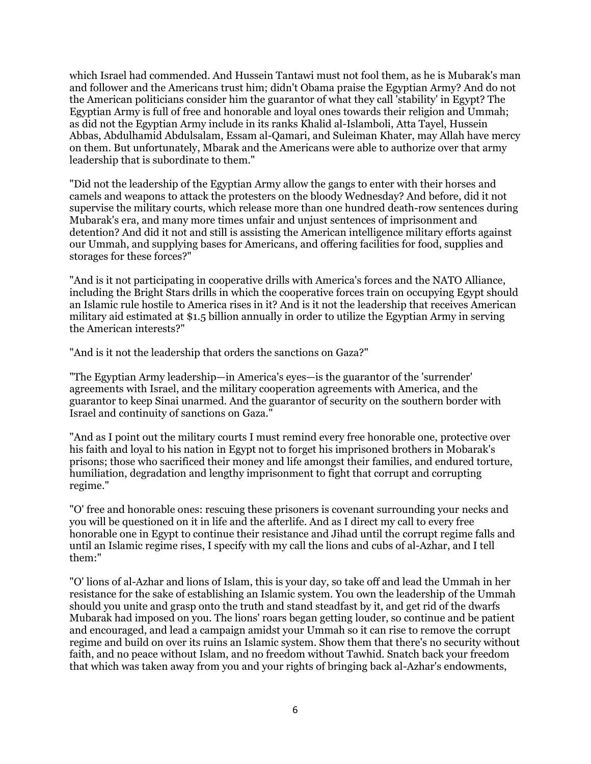which Israel had commended. And Hussein Tantawi must not fool them, as he is Mubarak's man and follower and the Americans trust him; didn't Obama praise the Egyptian Army? And do not the American politicians consider him the guarantor of what they call 'stability' in Egypt? The Egyptian Army is full of free and honorable and loyal ones towards their religion and Ummah; as did not the Egyptian Army include in its ranks Khalid al-Islamboli, Atta Tayel, Hussein Abbas, Abdulhamid Abdulsalam, Essam al-Qamari, and Suleiman Khater, may Allah have mercy on them. But unfortunately, Mbarak and the Americans were able to authorize over that army leadership that is subordinate to them."

"Did not the leadership of the Egyptian Army allow the gangs to enter with their horses and camels and weapons to attack the protesters on the bloody Wednesday? And before, did it not supervise the military courts, which release more than one hundred death-row sentences during Mubarak's era, and many more times unfair and unjust sentences of imprisonment and detention? And did it not and still is assisting the American intelligence military efforts against our Ummah, and supplying bases for Americans, and offering facilities for food, supplies and storages for these forces?"

"And is it not participating in cooperative drills with America's forces and the NATO Alliance, including the Bright Stars drills in which the cooperative forces train on occupying Egypt should an Islamic rule hostile to America rises in it? And is it not the leadership that receives American military aid estimated at $1.5 billion annually in order to utilize the Egyptian Army in serving the American interests?"

"And is it not the leadership that orders the sanctions on Gaza?"

"The Egyptian Army leadership—in America's eyes—is the guarantor of the 'surrender' agreements with Israel, and the military cooperation agreements with America, and the guarantor to keep Sinai unarmed. And the guarantor of security on the southern border with Israel and continuity of sanctions on Gaza."

"And as I point out the military courts I must remind every free honorable one, protective over his faith and loyal to his nation in Egypt not to forget his imprisoned brothers in Mobarak's prisons; those who sacrificed their money and life amongst their families, and endured torture, humiliation, degradation and lengthy imprisonment to fight that corrupt and corrupting regime."

"O' free and honorable ones: rescuing these prisoners is covenant surrounding your necks and you will be questioned on it in life and the afterlife. And as I direct my call to every free honorable one in Egypt to continue their resistance and Jihad until the corrupt regime falls and until an Islamic regime rises, I specify with my call the lions and cubs of al-Azhar, and I tell them:"

"O' lions of al-Azhar and lions of Islam, this is your day, so take off and lead the Ummah in her resistance for the sake of establishing an Islamic system. You own the leadership of the Ummah should you unite and grasp onto the truth and stand steadfast by it, and get rid of the dwarfs Mubarak had imposed on you. The lions' roars began getting louder, so continue and be patient and encouraged, and lead a campaign amidst your Ummah so it can rise to remove the corrupt regime and build on over its ruins an Islamic system. Show them that there's no security without faith, and no peace without Islam, and no freedom without Tawhid. Snatch back your freedom that which was taken away from you and your rights of bringing back al-Azhar's endowments,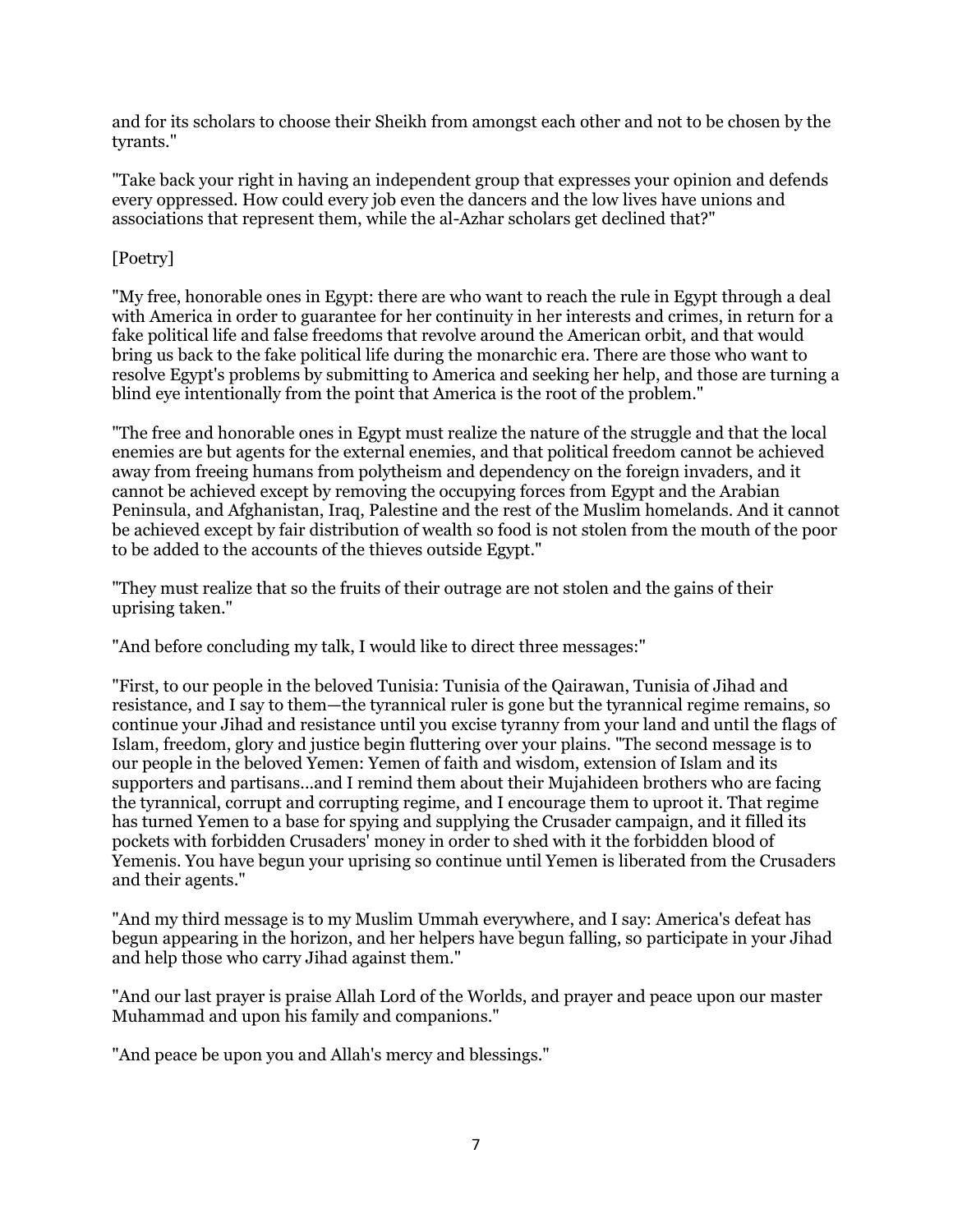and for its scholars to choose their Sheikh from amongst each other and not to be chosen by the tyrants."

"Take back your right in having an independent group that expresses your opinion and defends every oppressed. How could every job even the dancers and the low lives have unions and associations that represent them, while the al-Azhar scholars get declined that?"

[Poetry]

"My free, honorable ones in Egypt: there are who want to reach the rule in Egypt through a deal with America in order to guarantee for her continuity in her interests and crimes, in return for a fake political life and false freedoms that revolve around the American orbit, and that would bring us back to the fake political life during the monarchic era. There are those who want to resolve Egypt's problems by submitting to America and seeking her help, and those are turning a blind eye intentionally from the point that America is the root of the problem."

"The free and honorable ones in Egypt must realize the nature of the struggle and that the local enemies are but agents for the external enemies, and that political freedom cannot be achieved away from freeing humans from polytheism and dependency on the foreign invaders, and it cannot be achieved except by removing the occupying forces from Egypt and the Arabian Peninsula, and Afghanistan, Iraq, Palestine and the rest of the Muslim homelands. And it cannot be achieved except by fair distribution of wealth so food is not stolen from the mouth of the poor to be added to the accounts of the thieves outside Egypt."

"They must realize that so the fruits of their outrage are not stolen and the gains of their uprising taken."

"And before concluding my talk, I would like to direct three messages:"

"First, to our people in the beloved Tunisia: Tunisia of the Qairawan, Tunisia of Jihad and resistance, and I say to them—the tyrannical ruler is gone but the tyrannical regime remains, so continue your Jihad and resistance until you excise tyranny from your land and until the flags of Islam, freedom, glory and justice begin fluttering over your plains. "The second message is to our people in the beloved Yemen: Yemen of faith and wisdom, extension of Islam and its supporters and partisans...and I remind them about their Mujahideen brothers who are facing the tyrannical, corrupt and corrupting regime, and I encourage them to uproot it. That regime has turned Yemen to a base for spying and supplying the Crusader campaign, and it filled its pockets with forbidden Crusaders' money in order to shed with it the forbidden blood of Yemenis. You have begun your uprising so continue until Yemen is liberated from the Crusaders and their agents."

"And my third message is to my Muslim Ummah everywhere, and I say: America's defeat has begun appearing in the horizon, and her helpers have begun falling, so participate in your Jihad and help those who carry Jihad against them."

"And our last prayer is praise Allah Lord of the Worlds, and prayer and peace upon our master Muhammad and upon his family and companions."

"And peace be upon you and Allah's mercy and blessings."